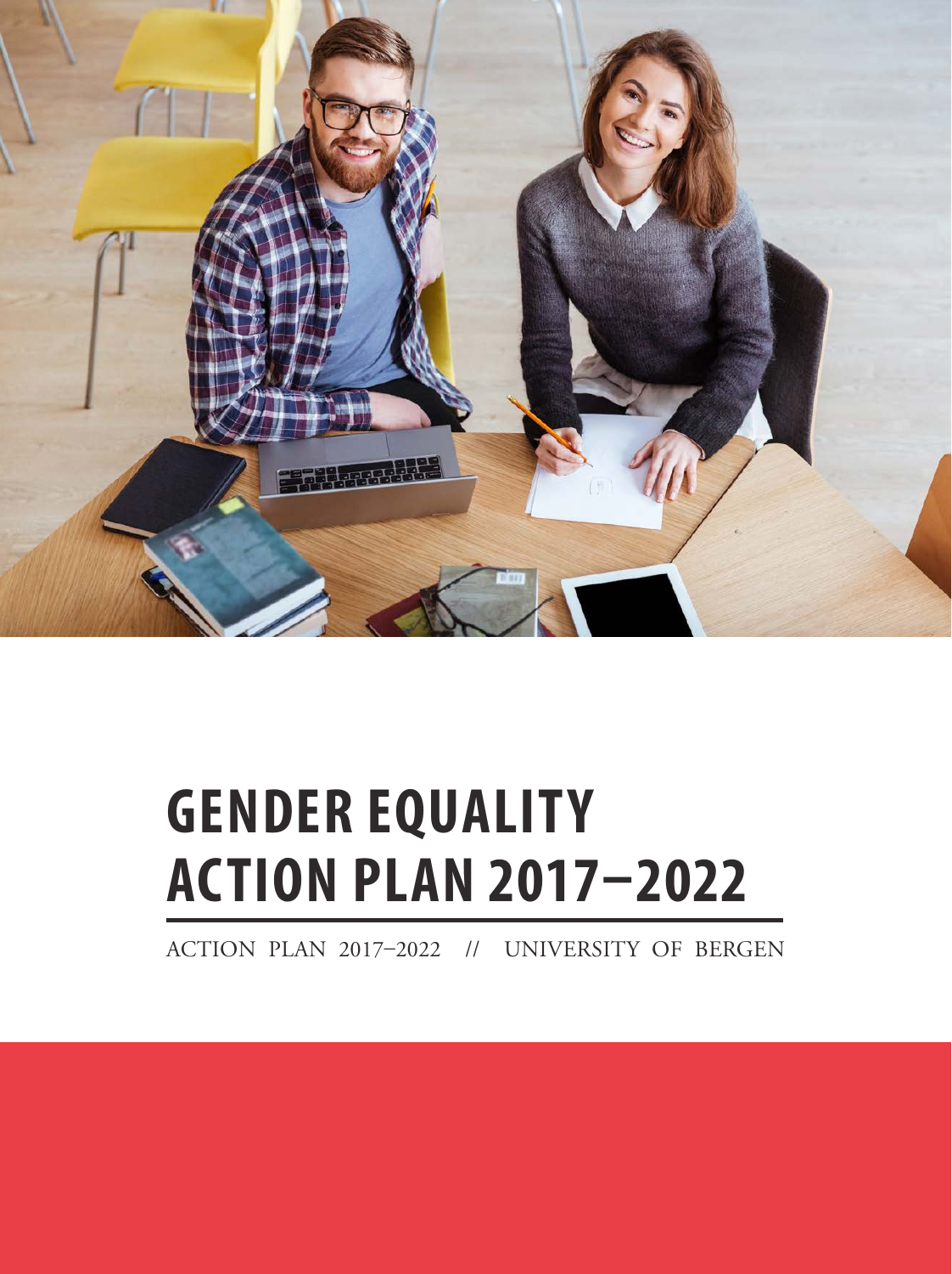# GENDER EQUALITY ACTION PLAN 2017–2022

ACTION PLAN 2017–2022 // UNIVERSITY OF BERGEN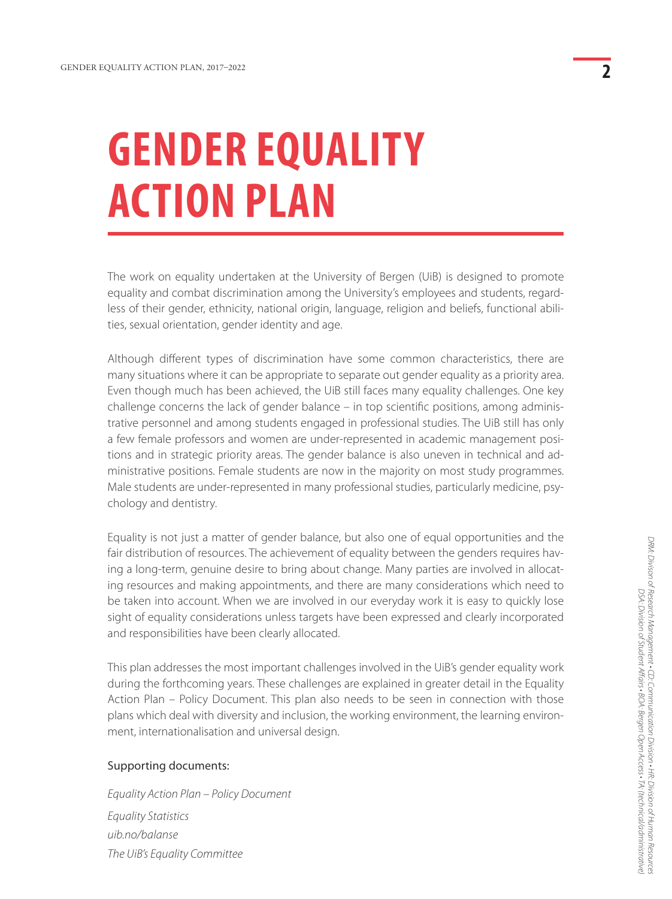# GENDER EQUALITY ACTION PLAN

The work on equality undertaken at the University of Bergen (UiB) is designed to promote equality and combat discrimination among the University's employees and students, regardless of their gender, ethnicity, national origin, language, religion and beliefs, functional abilities, sexual orientation, gender identity and age.

Although different types of discrimination have some common characteristics, there are many situations where it can be appropriate to separate out gender equality as a priority area. Even though much has been achieved, the UiB still faces many equality challenges. One key challenge concerns the lack of gender balance – in top scientific positions, among administrative personnel and among students engaged in professional studies. The UiB still has only a few female professors and women are under-represented in academic management positions and in strategic priority areas. The gender balance is also uneven in technical and administrative positions. Female students are now in the majority on most study programmes. Male students are under-represented in many professional studies, particularly medicine, psychology and dentistry.

Equality is not just a matter of gender balance, but also one of equal opportunities and the fair distribution of resources. The achievement of equality between the genders requires having a long-term, genuine desire to bring about change. Many parties are involved in allocating resources and making appointments, and there are many considerations which need to be taken into account. When we are involved in our everyday work it is easy to quickly lose sight of equality considerations unless targets have been expressed and clearly incorporated and responsibilities have been clearly allocated.

This plan addresses the most important challenges involved in the UiB's gender equality work during the forthcoming years. These challenges are explained in greater detail in the Equality Action Plan – Policy Document. This plan also needs to be seen in connection with those plans which deal with diversity and inclusion, the working environment, the learning environment, internationalisation and universal design.

Supporting documents:

*Equality Action Plan – Policy Document*

*Equality Statistics*
*uib.no/balanse*
*The UiB's Equality Committee*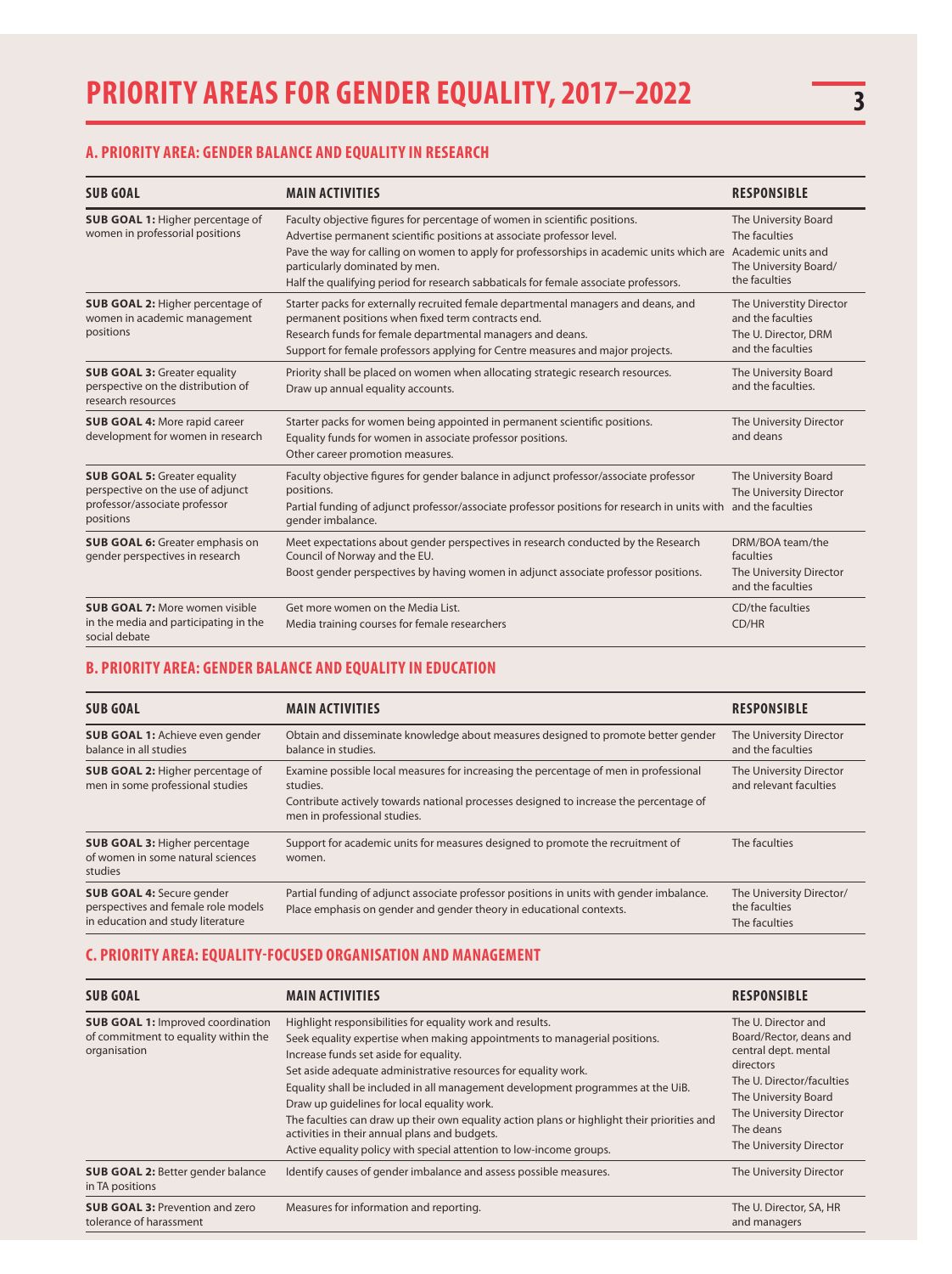# PRIORITY AREAS FOR GENDER EQUALITY, 2017–2022

## A. PRIORITY AREA: GENDER BALANCE AND EQUALITY IN RESEARCH

| SUB GOAL | MAIN ACTIVITIES | RESPONSIBLE |
| --- | --- | --- |
| **SUB GOAL 1:** Higher percentage of women in professorial positions | Faculty objective figures for percentage of women in scientific positions.<br>Advertise permanent scientific positions at associate professor level.<br>Pave the way for calling on women to apply for professorships in academic units which are particularly dominated by men.<br>Half the qualifying period for research sabbaticals for female associate professors. | The University Board<br>The faculties<br>Academic units and<br>The University Board/ the faculties |
| **SUB GOAL 2:** Higher percentage of women in academic management positions | Starter packs for externally recruited female departmental managers and deans, and permanent positions when fixed term contracts end.<br>Research funds for female departmental managers and deans.<br>Support for female professors applying for Centre measures and major projects. | The Universtity Director and the faculties<br>The U. Director, DRM and the faculties |
| **SUB GOAL 3:** Greater equality perspective on the distribution of research resources | Priority shall be placed on women when allocating strategic research resources.<br>Draw up annual equality accounts. | The University Board and the faculties. |
| **SUB GOAL 4:** More rapid career development for women in research | Starter packs for women being appointed in permanent scientific positions.<br>Equality funds for women in associate professor positions.<br>Other career promotion measures. | The University Director and deans |
| **SUB GOAL 5:** Greater equality perspective on the use of adjunct professor/associate professor positions | Faculty objective figures for gender balance in adjunct professor/associate professor positions.<br>Partial funding of adjunct professor/associate professor positions for research in units with gender imbalance. | The University Board<br>The University Director and the faculties |
| **SUB GOAL 6:** Greater emphasis on gender perspectives in research | Meet expectations about gender perspectives in research conducted by the Research Council of Norway and the EU.<br>Boost gender perspectives by having women in adjunct associate professor positions. | DRM/BOA team/the faculties<br>The University Director and the faculties |
| **SUB GOAL 7:** More women visible in the media and participating in the social debate | Get more women on the Media List.<br>Media training courses for female researchers | CD/the faculties<br>CD/HR |

## B. PRIORITY AREA: GENDER BALANCE AND EQUALITY IN EDUCATION

| SUB GOAL | MAIN ACTIVITIES | RESPONSIBLE |
| --- | --- | --- |
| **SUB GOAL 1:** Achieve even gender balance in all studies | Obtain and disseminate knowledge about measures designed to promote better gender balance in studies. | The University Director and the faculties |
| **SUB GOAL 2:** Higher percentage of men in some professional studies | Examine possible local measures for increasing the percentage of men in professional studies.<br>Contribute actively towards national processes designed to increase the percentage of men in professional studies. | The University Director and relevant faculties |
| **SUB GOAL 3:** Higher percentage of women in some natural sciences studies | Support for academic units for measures designed to promote the recruitment of women. | The faculties |
| **SUB GOAL 4:** Secure gender perspectives and female role models in education and study literature | Partial funding of adjunct associate professor positions in units with gender imbalance.<br>Place emphasis on gender and gender theory in educational contexts. | The University Director/ the faculties<br>The faculties |

## C. PRIORITY AREA: EQUALITY-FOCUSED ORGANISATION AND MANAGEMENT

| SUB GOAL | MAIN ACTIVITIES | RESPONSIBLE |
| --- | --- | --- |
| **SUB GOAL 1:** Improved coordination of commitment to equality within the organisation | Highlight responsibilities for equality work and results.<br>Seek equality expertise when making appointments to managerial positions.<br>Increase funds set aside for equality.<br>Set aside adequate administrative resources for equality work.<br>Equality shall be included in all management development programmes at the UiB.<br>Draw up guidelines for local equality work.<br>The faculties can draw up their own equality action plans or highlight their priorities and activities in their annual plans and budgets.<br>Active equality policy with special attention to low-income groups. | The U. Director and Board/Rector, deans and central dept. mental directors<br>The U. Director/faculties<br>The University Board<br>The University Director<br>The deans<br>The University Director |
| **SUB GOAL 2:** Better gender balance in TA positions | Identify causes of gender imbalance and assess possible measures. | The University Director |
| **SUB GOAL 3:** Prevention and zero tolerance of harassment | Measures for information and reporting. | The U. Director, SA, HR and managers |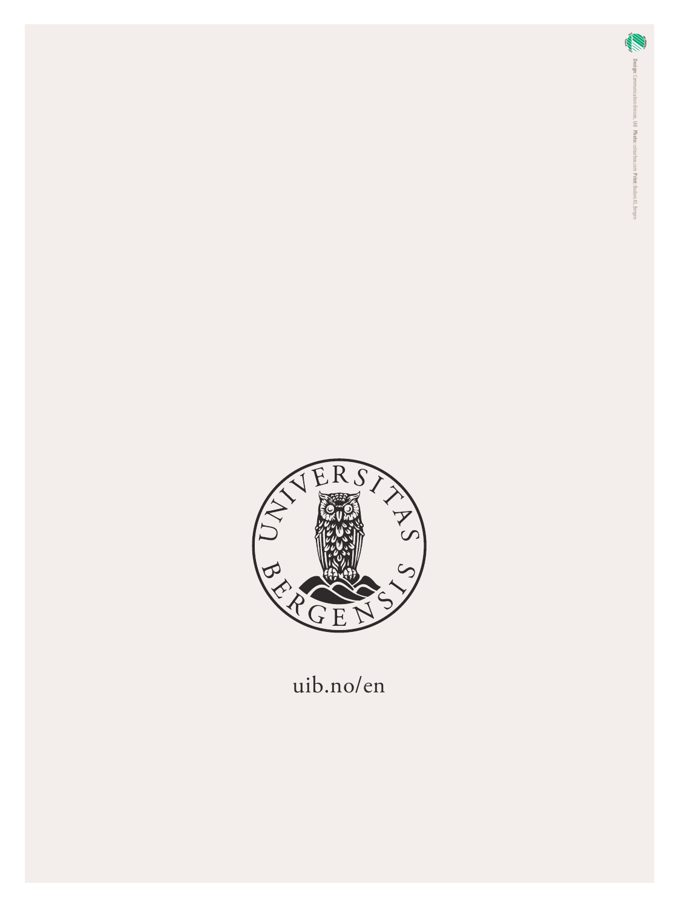Design: Communication division, UiB Photo: colourbox.com Print: Bodoni AS, Bergen

UNIVERSITAS BERGENSIS

uib.no/en